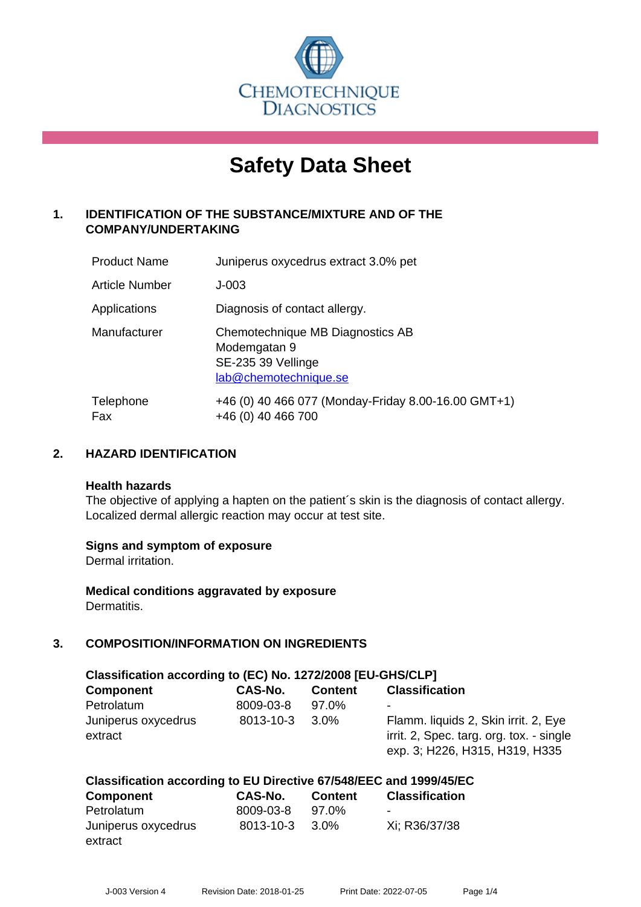CHEMOTECHNIQUE DIAGNOSTICS

# Safety Data Sheet

## 1. IDENTIFICATION OF THE SUBSTANCE/MIXTURE AND OF THE COMPANY/UNDERTAKING

| | |
|---|---|
| Product Name | Juniperus oxycedrus extract 3.0% pet |
| Article Number | J-003 |
| Applications | Diagnosis of contact allergy. |
| Manufacturer | Chemotechnique MB Diagnostics AB<br>Modemgatan 9<br>SE-235 39 Vellinge<br>lab@chemotechnique.se |
| Telephone<br>Fax | +46 (0) 40 466 077 (Monday-Friday 8.00-16.00 GMT+1)<br>+46 (0) 40 466 700 |

## 2. HAZARD IDENTIFICATION

**Health hazards**
The objective of applying a hapten on the patient´s skin is the diagnosis of contact allergy. Localized dermal allergic reaction may occur at test site.

**Signs and symptom of exposure**
Dermal irritation.

**Medical conditions aggravated by exposure**
Dermatitis.

## 3. COMPOSITION/INFORMATION ON INGREDIENTS

**Classification according to (EC) No. 1272/2008 [EU-GHS/CLP]**

| Component | CAS-No. | Content | Classification |
|---|---|---|---|
| Petrolatum | 8009-03-8 | 97.0% | - |
| Juniperus oxycedrus extract | 8013-10-3 | 3.0% | Flamm. liquids 2, Skin irrit. 2, Eye irrit. 2, Spec. targ. org. tox. - single exp. 3; H226, H315, H319, H335 |

**Classification according to EU Directive 67/548/EEC and 1999/45/EC**

| Component | CAS-No. | Content | Classification |
|---|---|---|---|
| Petrolatum | 8009-03-8 | 97.0% | - |
| Juniperus oxycedrus extract | 8013-10-3 | 3.0% | Xi; R36/37/38 |

J-003 Version 4 Revision Date: 2018-01-25 Print Date: 2022-07-05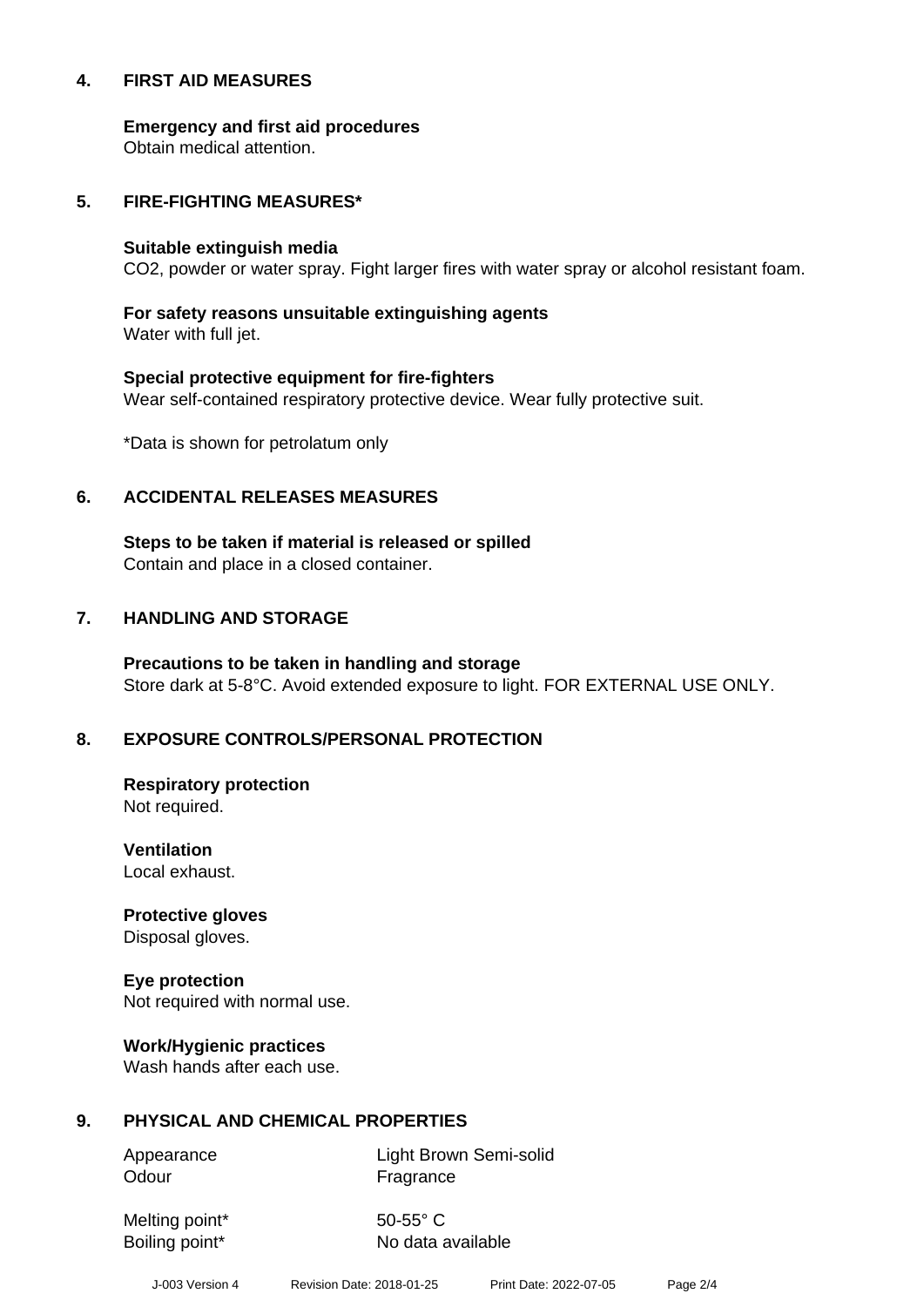## 4. FIRST AID MEASURES

**Emergency and first aid procedures**
Obtain medical attention.

## 5. FIRE-FIGHTING MEASURES*

**Suitable extinguish media**
$CO_2$, powder or water spray. Fight larger fires with water spray or alcohol resistant foam.

**For safety reasons unsuitable extinguishing agents**
Water with full jet.

**Special protective equipment for fire-fighters**
Wear self-contained respiratory protective device. Wear fully protective suit.

*Data is shown for petrolatum only

## 6. ACCIDENTAL RELEASES MEASURES

**Steps to be taken if material is released or spilled**
Contain and place in a closed container.

## 7. HANDLING AND STORAGE

**Precautions to be taken in handling and storage**
Store dark at 5-8°C. Avoid extended exposure to light. FOR EXTERNAL USE ONLY.

## 8. EXPOSURE CONTROLS/PERSONAL PROTECTION

**Respiratory protection**
Not required.

**Ventilation**
Local exhaust.

**Protective gloves**
Disposal gloves.

**Eye protection**
Not required with normal use.

**Work/Hygienic practices**
Wash hands after each use.

## 9. PHYSICAL AND CHEMICAL PROPERTIES

| | |
|---|---|
| Appearance | Light Brown Semi-solid |
| Odour | Fragrance |
| Melting point* | 50-55° C |
| Boiling point* | No data available |

J-003 Version 4 Revision Date: 2018-01-25 Print Date: 2022-07-05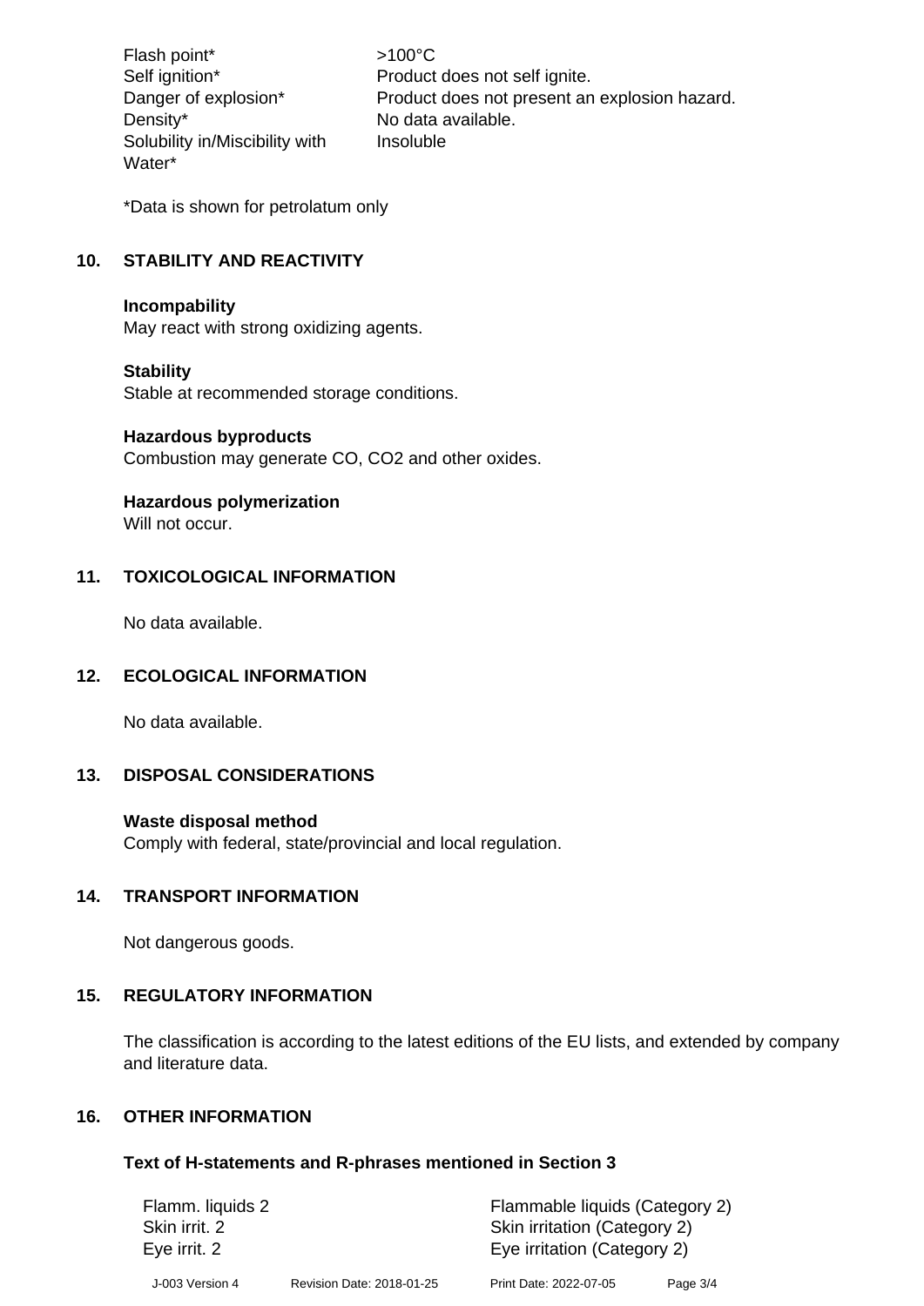| | |
|---|---|
| Flash point* | >100°C |
| Self ignition* | Product does not self ignite. |
| Danger of explosion* | Product does not present an explosion hazard. |
| Density* | No data available. |
| Solubility in/Miscibility with Water* | Insoluble |

*Data is shown for petrolatum only

## 10. STABILITY AND REACTIVITY

**Incompability**
May react with strong oxidizing agents.

**Stability**
Stable at recommended storage conditions.

**Hazardous byproducts**
Combustion may generate CO, $CO_2$ and other oxides.

**Hazardous polymerization**
Will not occur.

## 11. TOXICOLOGICAL INFORMATION

No data available.

## 12. ECOLOGICAL INFORMATION

No data available.

## 13. DISPOSAL CONSIDERATIONS

**Waste disposal method**
Comply with federal, state/provincial and local regulation.

## 14. TRANSPORT INFORMATION

Not dangerous goods.

## 15. REGULATORY INFORMATION

The classification is according to the latest editions of the EU lists, and extended by company and literature data.

## 16. OTHER INFORMATION

**Text of H-statements and R-phrases mentioned in Section 3**

| | |
|---|---|
| Flamm. liquids 2 | Flammable liquids (Category 2) |
| Skin irrit. 2 | Skin irritation (Category 2) |
| Eye irrit. 2 | Eye irritation (Category 2) |

J-003 Version 4 Revision Date: 2018-01-25 Print Date: 2022-07-05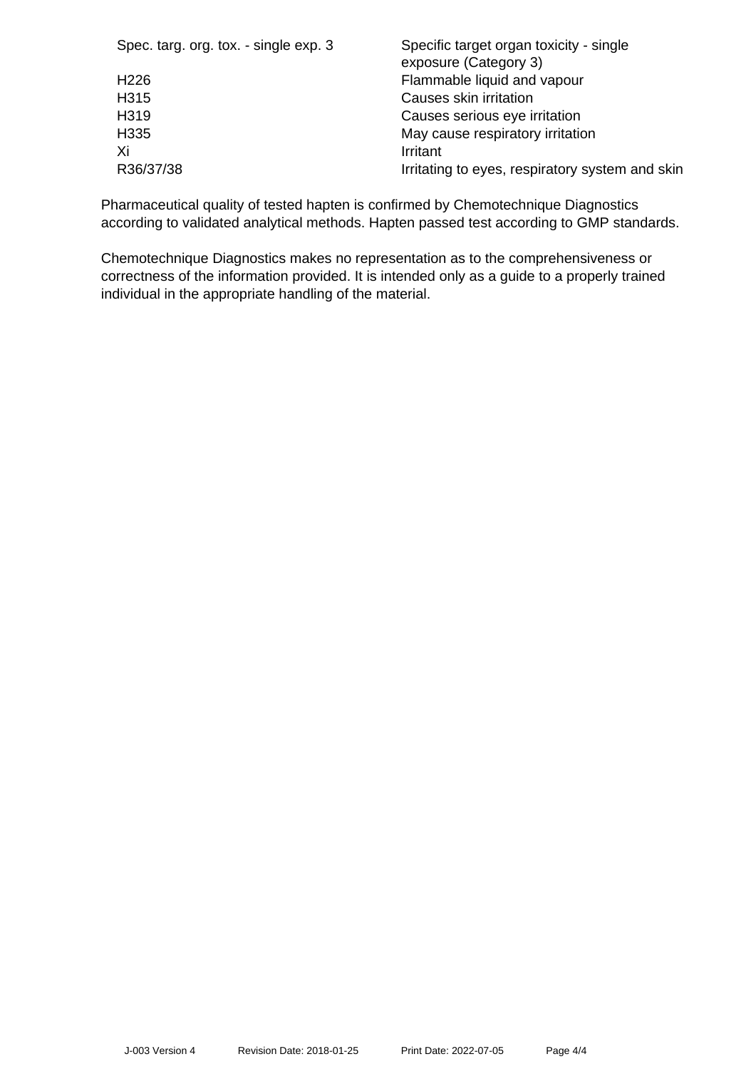| | |
|---|---|
| Spec. targ. org. tox. - single exp. 3 | Specific target organ toxicity - single exposure (Category 3) |
| H226 | Flammable liquid and vapour |
| H315 | Causes skin irritation |
| H319 | Causes serious eye irritation |
| H335 | May cause respiratory irritation |
| Xi | Irritant |
| R36/37/38 | Irritating to eyes, respiratory system and skin |

Pharmaceutical quality of tested hapten is confirmed by Chemotechnique Diagnostics according to validated analytical methods. Hapten passed test according to GMP standards.

Chemotechnique Diagnostics makes no representation as to the comprehensiveness or correctness of the information provided. It is intended only as a guide to a properly trained individual in the appropriate handling of the material.